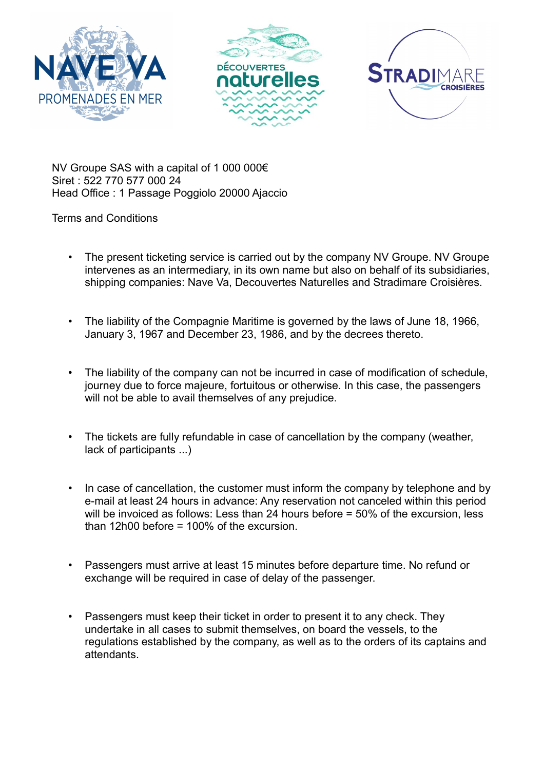NV Groupe SAS with a capital of 1 000 000€
Siret : 522 770 577 000 24
Head Office : 1 Passage Poggiolo 20000 Ajaccio

Terms and Conditions

- The present ticketing service is carried out by the company NV Groupe. NV Groupe intervenes as an intermediary, in its own name but also on behalf of its subsidiaries, shipping companies: Nave Va, Decouvertes Naturelles and Stradimare Croisières.

- The liability of the Compagnie Maritime is governed by the laws of June 18, 1966, January 3, 1967 and December 23, 1986, and by the decrees thereto.

- The liability of the company can not be incurred in case of modification of schedule, journey due to force majeure, fortuitous or otherwise. In this case, the passengers will not be able to avail themselves of any prejudice.

- The tickets are fully refundable in case of cancellation by the company (weather, lack of participants ...)

- In case of cancellation, the customer must inform the company by telephone and by e-mail at least 24 hours in advance: Any reservation not canceled within this period will be invoiced as follows: Less than 24 hours before = 50% of the excursion, less than 12h00 before = 100% of the excursion.

- Passengers must arrive at least 15 minutes before departure time. No refund or exchange will be required in case of delay of the passenger.

- Passengers must keep their ticket in order to present it to any check. They undertake in all cases to submit themselves, on board the vessels, to the regulations established by the company, as well as to the orders of its captains and attendants.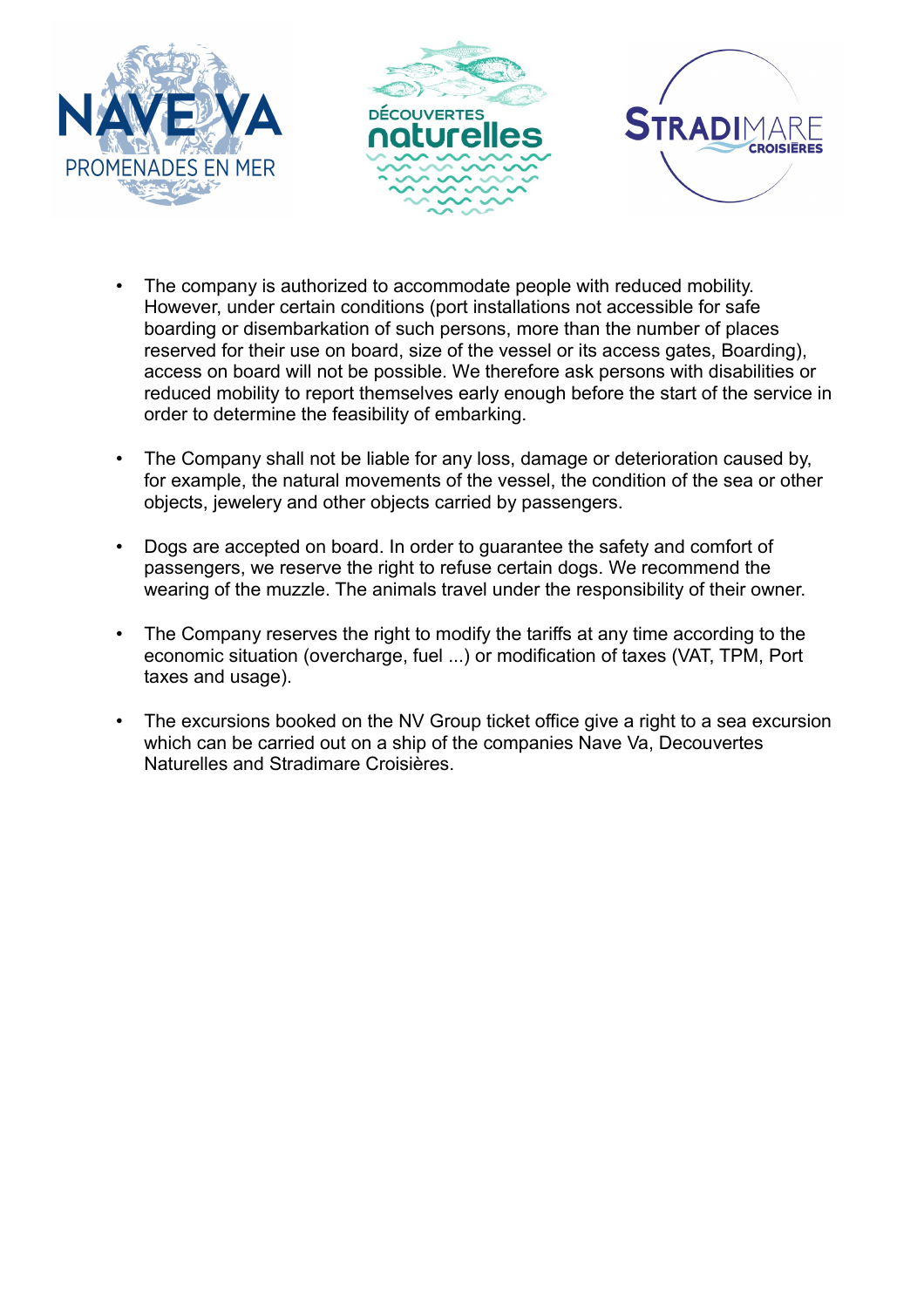- The company is authorized to accommodate people with reduced mobility. However, under certain conditions (port installations not accessible for safe boarding or disembarkation of such persons, more than the number of places reserved for their use on board, size of the vessel or its access gates, Boarding), access on board will not be possible. We therefore ask persons with disabilities or reduced mobility to report themselves early enough before the start of the service in order to determine the feasibility of embarking.

- The Company shall not be liable for any loss, damage or deterioration caused by, for example, the natural movements of the vessel, the condition of the sea or other objects, jewelery and other objects carried by passengers.

- Dogs are accepted on board. In order to guarantee the safety and comfort of passengers, we reserve the right to refuse certain dogs. We recommend the wearing of the muzzle. The animals travel under the responsibility of their owner.

- The Company reserves the right to modify the tariffs at any time according to the economic situation (overcharge, fuel ...) or modification of taxes (VAT, TPM, Port taxes and usage).

- The excursions booked on the NV Group ticket office give a right to a sea excursion which can be carried out on a ship of the companies Nave Va, Decouvertes Naturelles and Stradimare Croisières.